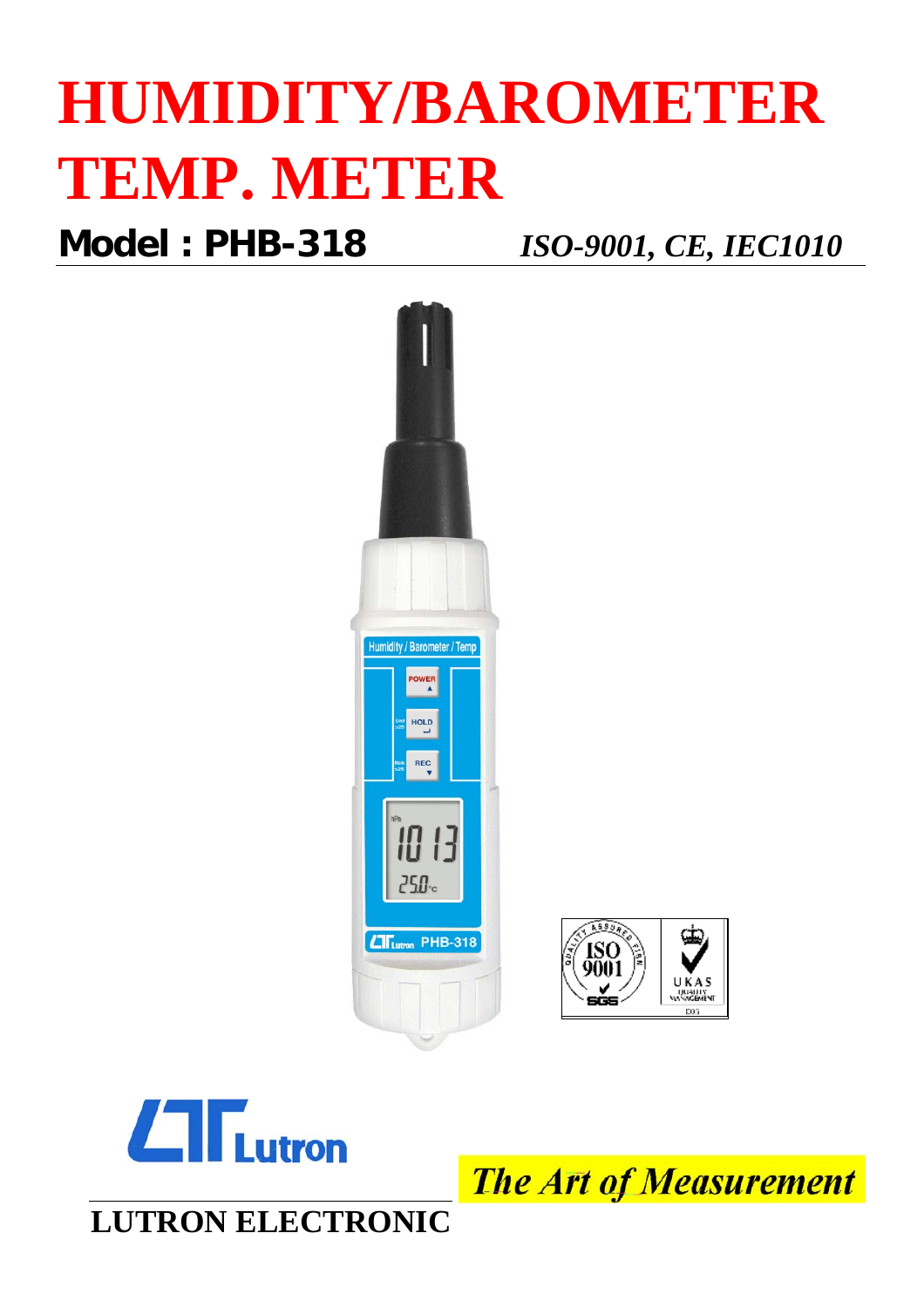# HUMIDITY/BAROMETER TEMP. METER

**Model : PHB-318** *ISO-9001, CE, IEC1010*

*The Art of Measurement*

**LUTRON ELECTRONIC**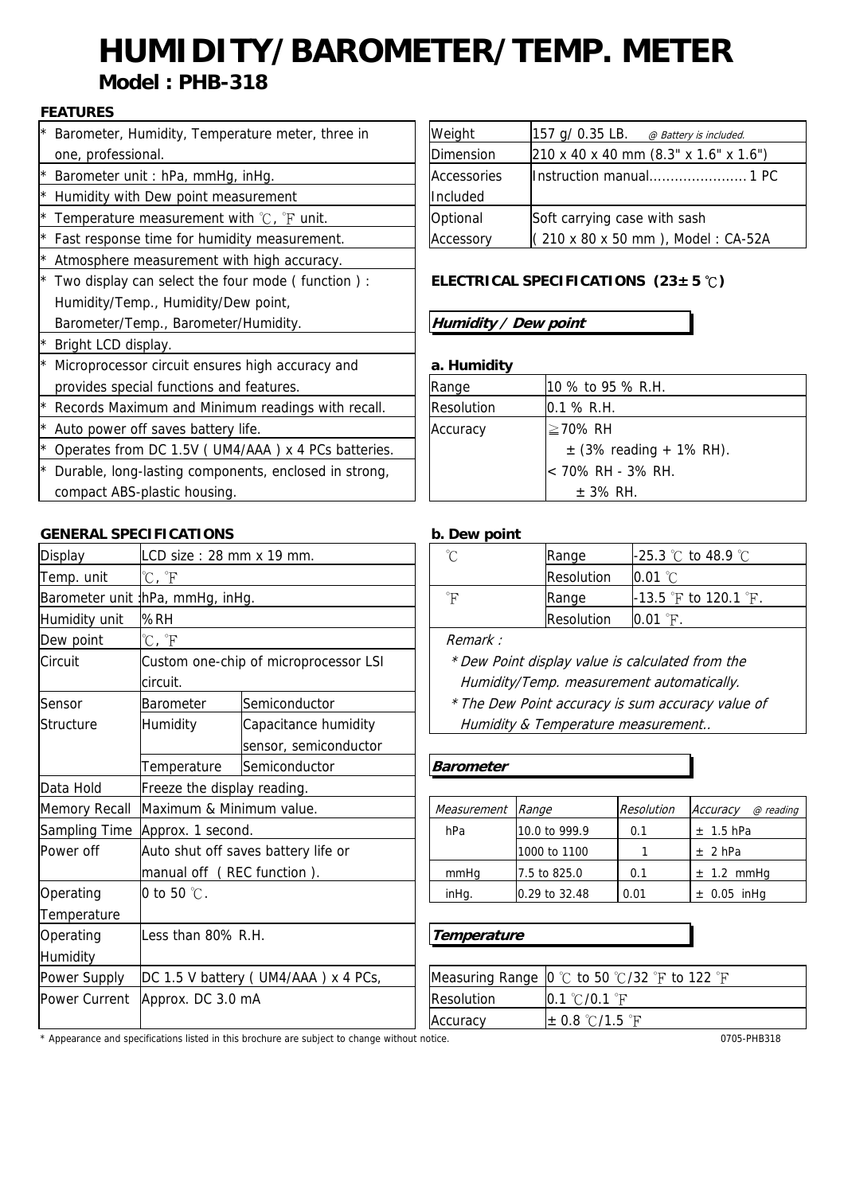# HUMIDITY/BAROMETER/TEMP. METER

**Model : PHB-318**

## FEATURES

- Barometer, Humidity, Temperature meter, three in one, professional.
- Barometer unit : hPa, mmHg, inHg.
- Humidity with Dew point measurement
- Temperature measurement with ℃, ℉ unit.
- Fast response time for humidity measurement.
- Atmosphere measurement with high accuracy.
- Two display can select the four mode ( function ) : Humidity/Temp., Humidity/Dew point, Barometer/Temp., Barometer/Humidity.
- Bright LCD display.
- Microprocessor circuit ensures high accuracy and provides special functions and features.
- Records Maximum and Minimum readings with recall.
- Auto power off saves battery life.
- Operates from DC 1.5V ( UM4/AAA ) x 4 PCs batteries.
- Durable, long-lasting components, enclosed in strong, compact ABS-plastic housing.

| | |
|---|---|
| Weight | 157 g/ 0.35 LB. *@ Battery is included.* |
| Dimension | 210 x 40 x 40 mm (8.3" x 1.6" x 1.6") |
| Accessories Included | Instruction manual...................... 1 PC |
| Optional Accessory | Soft carrying case with sash ( 210 x 80 x 50 mm ), Model : CA-52A |

## GENERAL SPECIFICATIONS

| | | |
|---|---|---|
| Display | LCD size : 28 mm x 19 mm. | |
| Temp. unit | ℃, ℉ | |
| Barometer unit | hPa, mmHg, inHg. | |
| Humidity unit | %RH | |
| Dew point | ℃, ℉ | |
| Circuit | Custom one-chip of microprocessor LSI circuit. | |
| Sensor Structure | Barometer | Semiconductor |
| | Humidity | Capacitance humidity sensor, semiconductor |
| | Temperature | Semiconductor |
| Data Hold | Freeze the display reading. | |
| Memory Recall | Maximum & Minimum value. | |
| Sampling Time | Approx. 1 second. | |
| Power off | Auto shut off saves battery life or manual off ( REC function ). | |
| Operating Temperature | 0 to 50 ℃. | |
| Operating Humidity | Less than 80% R.H. | |
| Power Supply | DC 1.5 V battery ( UM4/AAA ) x 4 PCs, | |
| Power Current | Approx. DC 3.0 mA | |

## ELECTRICAL SPECIFICATIONS (23± 5 ℃)

### *Humidity / Dew point*

**a. Humidity**

| | |
|---|---|
| Range | 10 % to 95 % R.H. |
| Resolution | 0.1 % R.H. |
| Accuracy | ≧70% RH ± (3% reading + 1% RH). < 70% RH - 3% RH. ± 3% RH. |

**b. Dew point**

| | | |
|---|---|---|
| ℃ | Range | -25.3 ℃ to 48.9 ℃ |
| | Resolution | 0.01 ℃ |
| ℉ | Range | -13.5 ℉ to 120.1 ℉. |
| | Resolution | 0.01 ℉. |

*Remark :*

*\* Dew Point display value is calculated from the Humidity/Temp. measurement automatically.*

*\* The Dew Point accuracy is sum accuracy value of Humidity & Temperature measurement..*

### *Barometer*

| *Measurement* | *Range* | *Resolution* | *Accuracy @ reading* |
|---|---|---|---|
| hPa | 10.0 to 999.9 | 0.1 | ± 1.5 hPa |
| | 1000 to 1100 | 1 | ± 2 hPa |
| mmHg | 7.5 to 825.0 | 0.1 | ± 1.2 mmHg |
| inHg. | 0.29 to 32.48 | 0.01 | ± 0.05 inHg |

### *Temperature*

| | |
|---|---|
| Measuring Range | 0 ℃ to 50 ℃/32 ℉ to 122 ℉ |
| Resolution | 0.1 ℃/0.1 ℉ |
| Accuracy | ± 0.8 ℃/1.5 ℉ |

\* Appearance and specifications listed in this brochure are subject to change without notice.

0705-PHB318